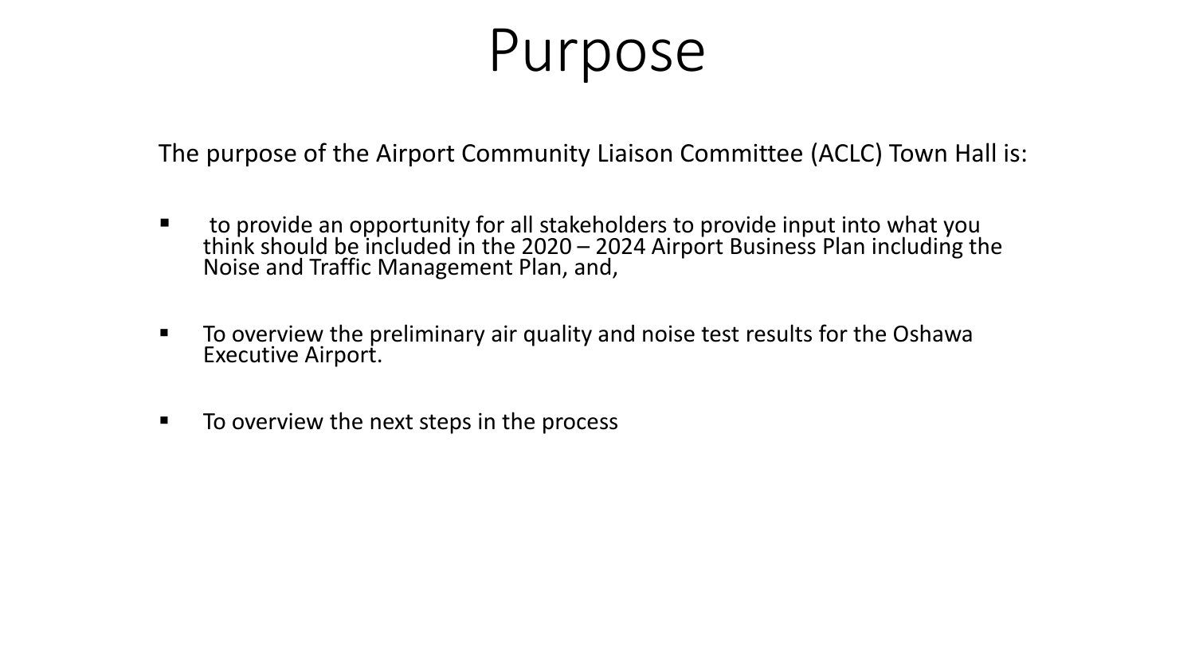# Purpose

The purpose of the Airport Community Liaison Committee (ACLC) Town Hall is:

- to provide an opportunity for all stakeholders to provide input into what you think should be included in the 2020 – 2024 Airport Business Plan including the Noise and Traffic Management Plan, and,

- To overview the preliminary air quality and noise test results for the Oshawa Executive Airport.

- To overview the next steps in the process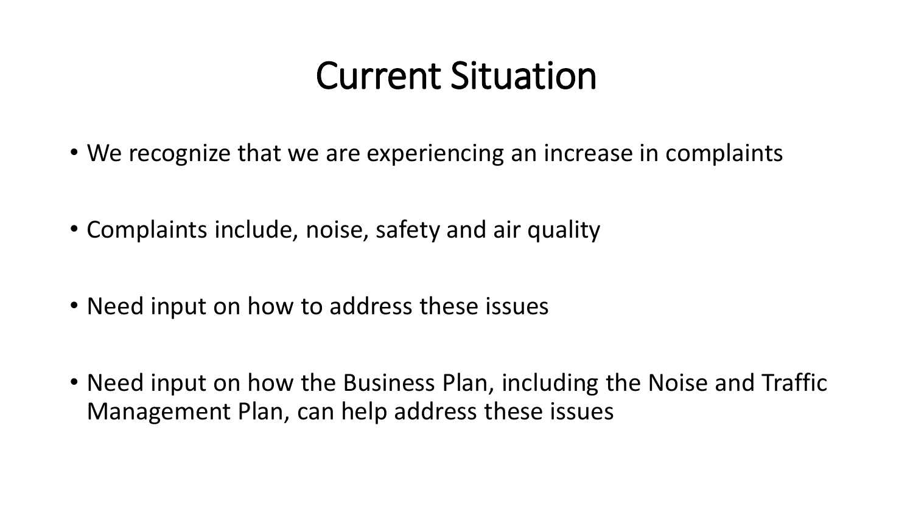# Current Situation

- We recognize that we are experiencing an increase in complaints
- Complaints include, noise, safety and air quality
- Need input on how to address these issues
- Need input on how the Business Plan, including the Noise and Traffic Management Plan, can help address these issues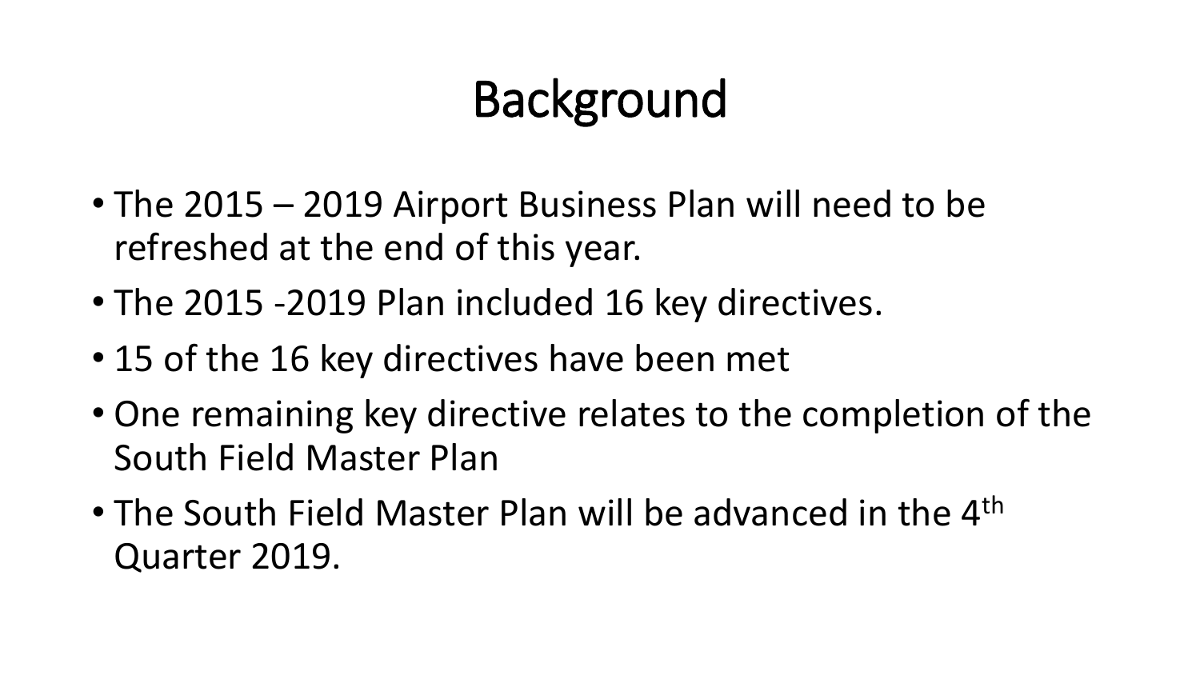# Background

- The 2015 – 2019 Airport Business Plan will need to be refreshed at the end of this year.
- The 2015 -2019 Plan included 16 key directives.
- 15 of the 16 key directives have been met
- One remaining key directive relates to the completion of the South Field Master Plan
- The South Field Master Plan will be advanced in the 4th Quarter 2019.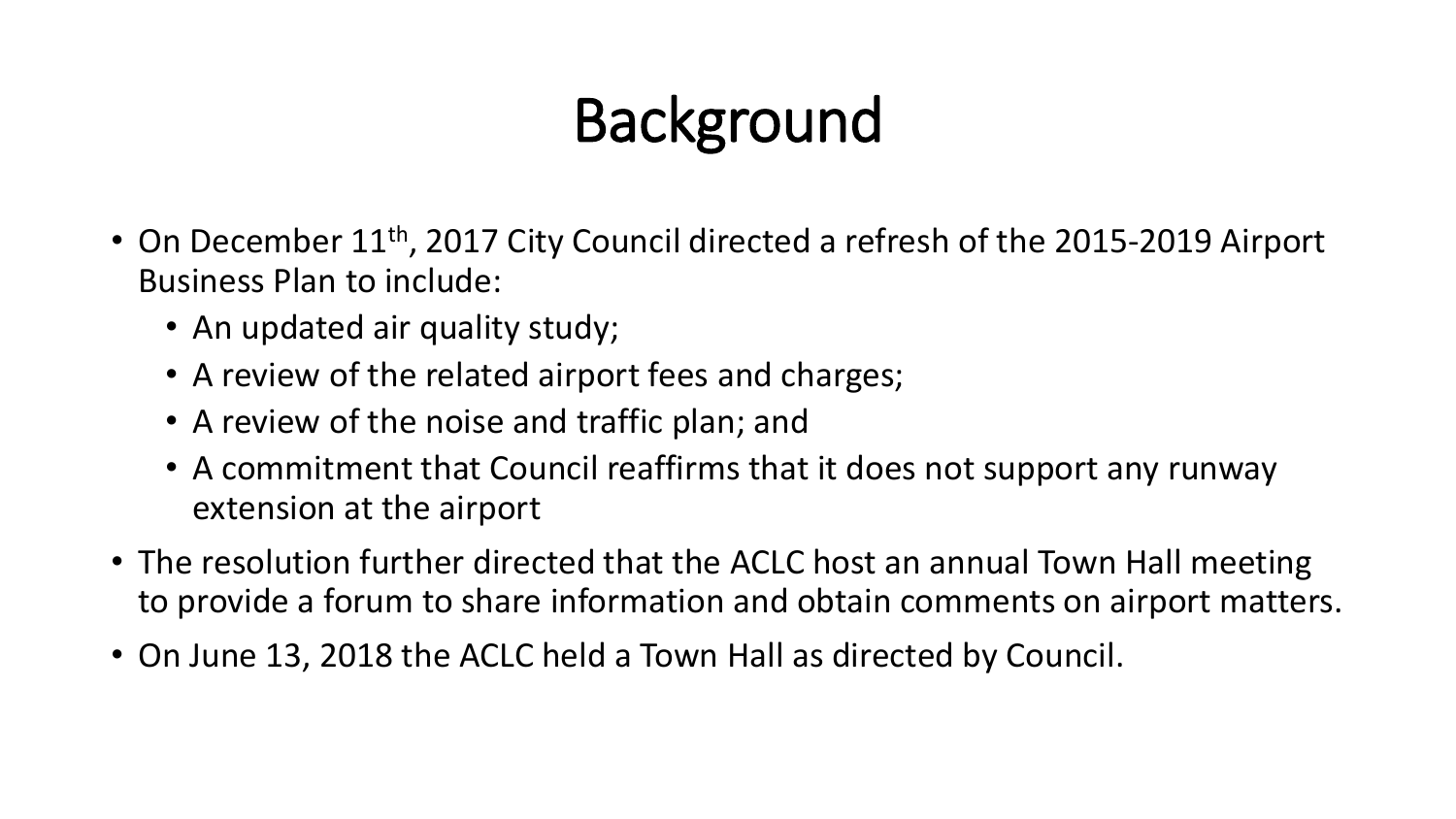# Background

- On December 11th, 2017 City Council directed a refresh of the 2015-2019 Airport Business Plan to include:
  - An updated air quality study;
  - A review of the related airport fees and charges;
  - A review of the noise and traffic plan; and
  - A commitment that Council reaffirms that it does not support any runway extension at the airport
- The resolution further directed that the ACLC host an annual Town Hall meeting to provide a forum to share information and obtain comments on airport matters.
- On June 13, 2018 the ACLC held a Town Hall as directed by Council.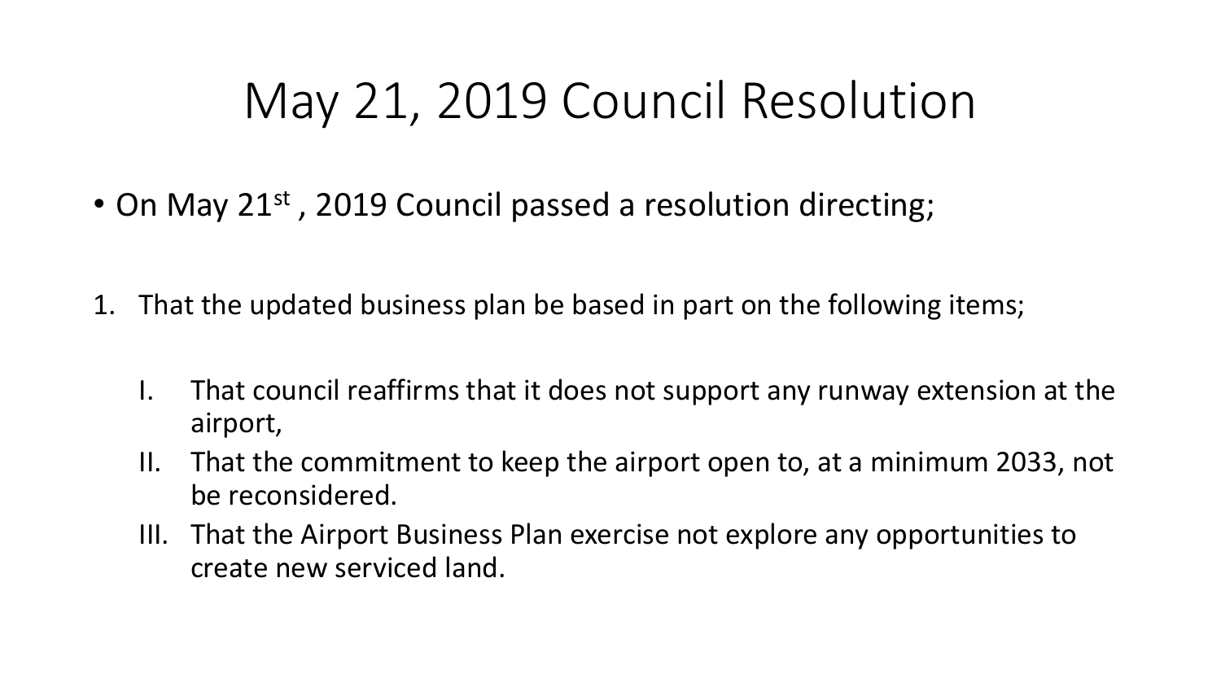# May 21, 2019 Council Resolution

- On May 21st , 2019 Council passed a resolution directing;

1. That the updated business plan be based in part on the following items;

    I. That council reaffirms that it does not support any runway extension at the airport,

    II. That the commitment to keep the airport open to, at a minimum 2033, not be reconsidered.

    III. That the Airport Business Plan exercise not explore any opportunities to create new serviced land.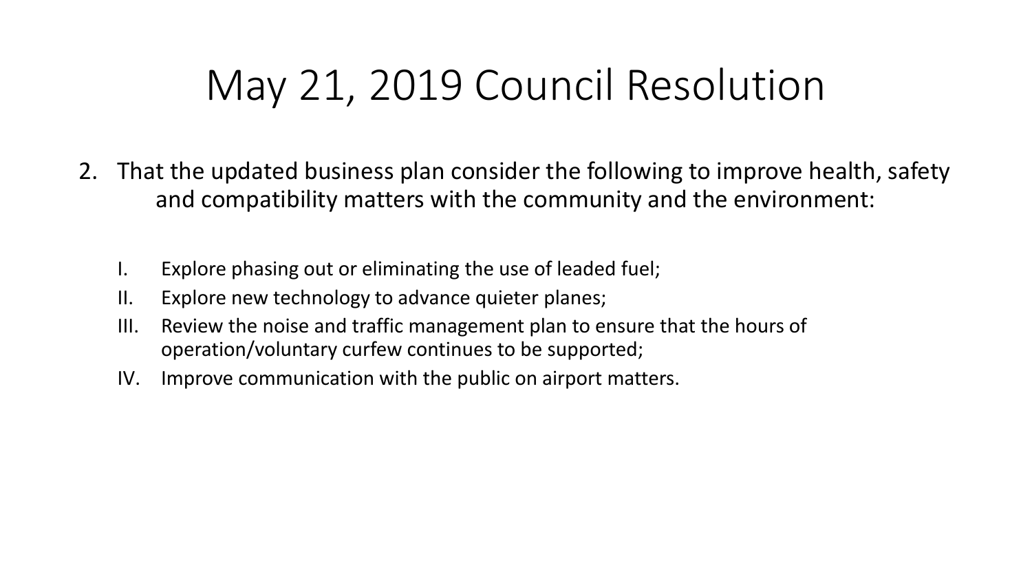# May 21, 2019 Council Resolution

2. That the updated business plan consider the following to improve health, safety and compatibility matters with the community and the environment:

   I. Explore phasing out or eliminating the use of leaded fuel;
   II. Explore new technology to advance quieter planes;
   III. Review the noise and traffic management plan to ensure that the hours of operation/voluntary curfew continues to be supported;
   IV. Improve communication with the public on airport matters.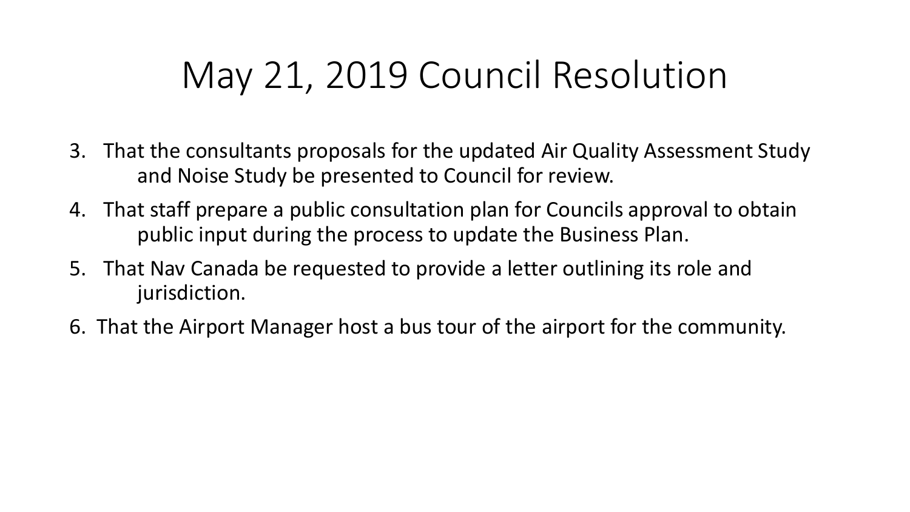# May 21, 2019 Council Resolution

3. That the consultants proposals for the updated Air Quality Assessment Study and Noise Study be presented to Council for review.
4. That staff prepare a public consultation plan for Councils approval to obtain public input during the process to update the Business Plan.
5. That Nav Canada be requested to provide a letter outlining its role and jurisdiction.
6. That the Airport Manager host a bus tour of the airport for the community.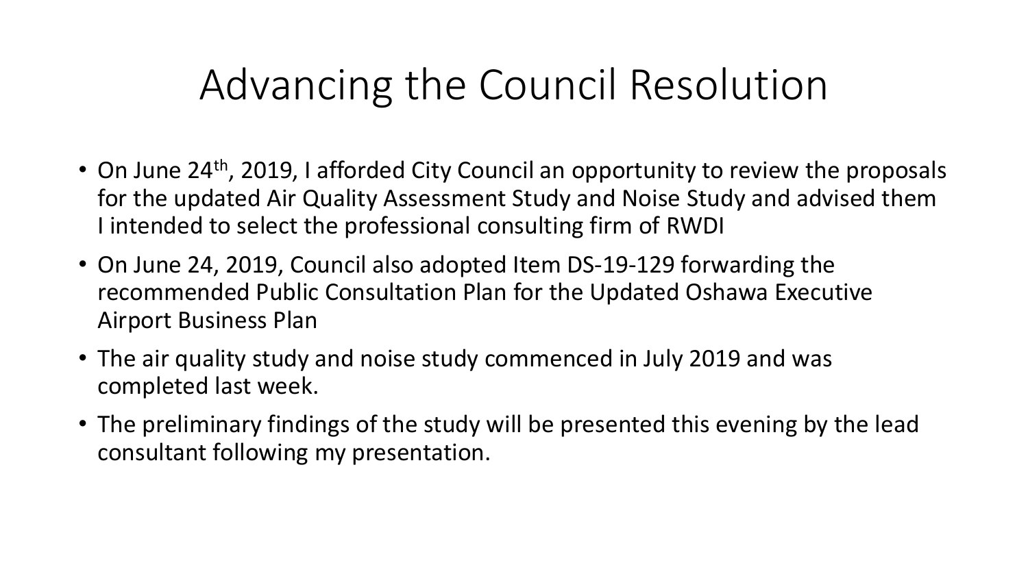# Advancing the Council Resolution

- On June 24th, 2019, I afforded City Council an opportunity to review the proposals for the updated Air Quality Assessment Study and Noise Study and advised them I intended to select the professional consulting firm of RWDI
- On June 24, 2019, Council also adopted Item DS-19-129 forwarding the recommended Public Consultation Plan for the Updated Oshawa Executive Airport Business Plan
- The air quality study and noise study commenced in July 2019 and was completed last week.
- The preliminary findings of the study will be presented this evening by the lead consultant following my presentation.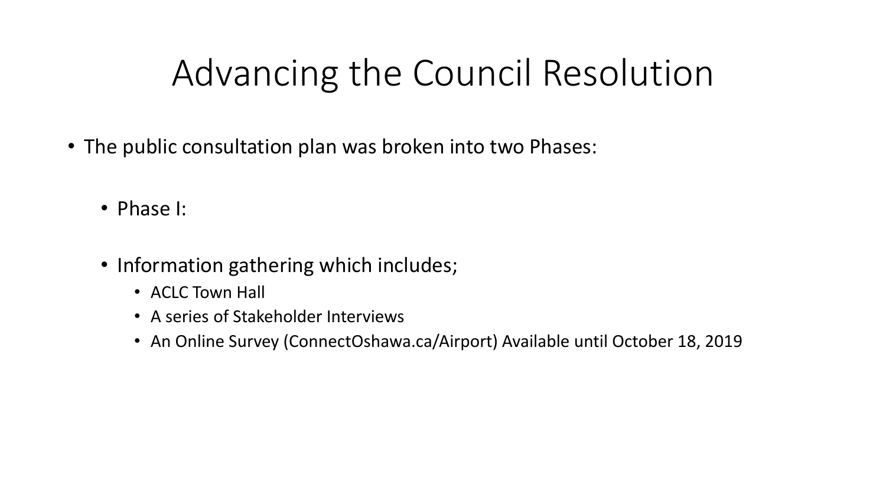# Advancing the Council Resolution

- The public consultation plan was broken into two Phases:
  - Phase I:
  - Information gathering which includes;
    - ACLC Town Hall
    - A series of Stakeholder Interviews
    - An Online Survey (ConnectOshawa.ca/Airport) Available until October 18, 2019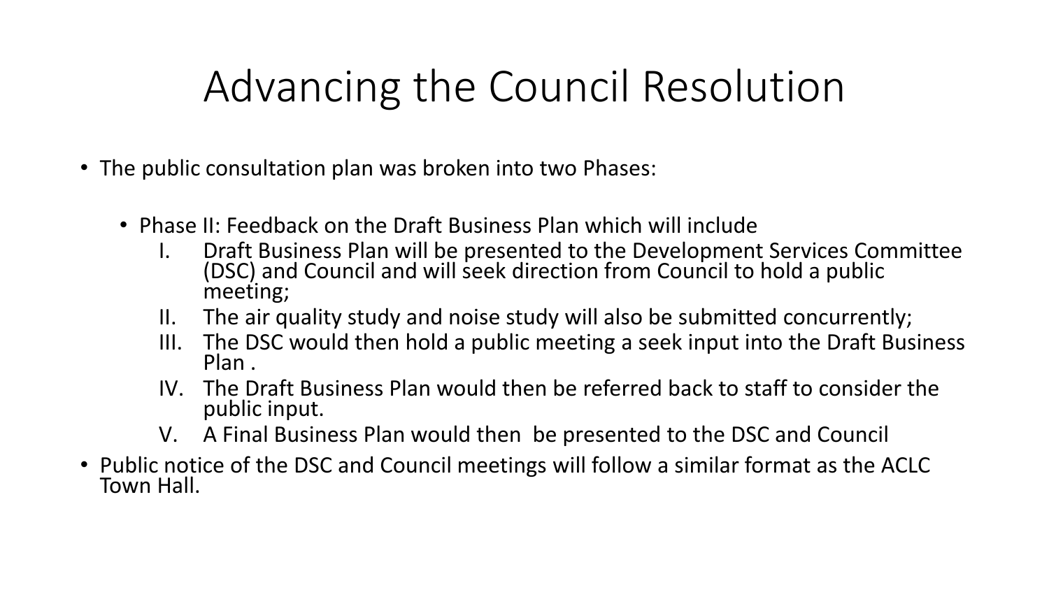# Advancing the Council Resolution

- The public consultation plan was broken into two Phases:
  - Phase II: Feedback on the Draft Business Plan which will include
    1. Draft Business Plan will be presented to the Development Services Committee (DSC) and Council and will seek direction from Council to hold a public meeting;
    2. The air quality study and noise study will also be submitted concurrently;
    3. The DSC would then hold a public meeting a seek input into the Draft Business Plan .
    4. The Draft Business Plan would then be referred back to staff to consider the public input.
    5. A Final Business Plan would then be presented to the DSC and Council
- Public notice of the DSC and Council meetings will follow a similar format as the ACLC Town Hall.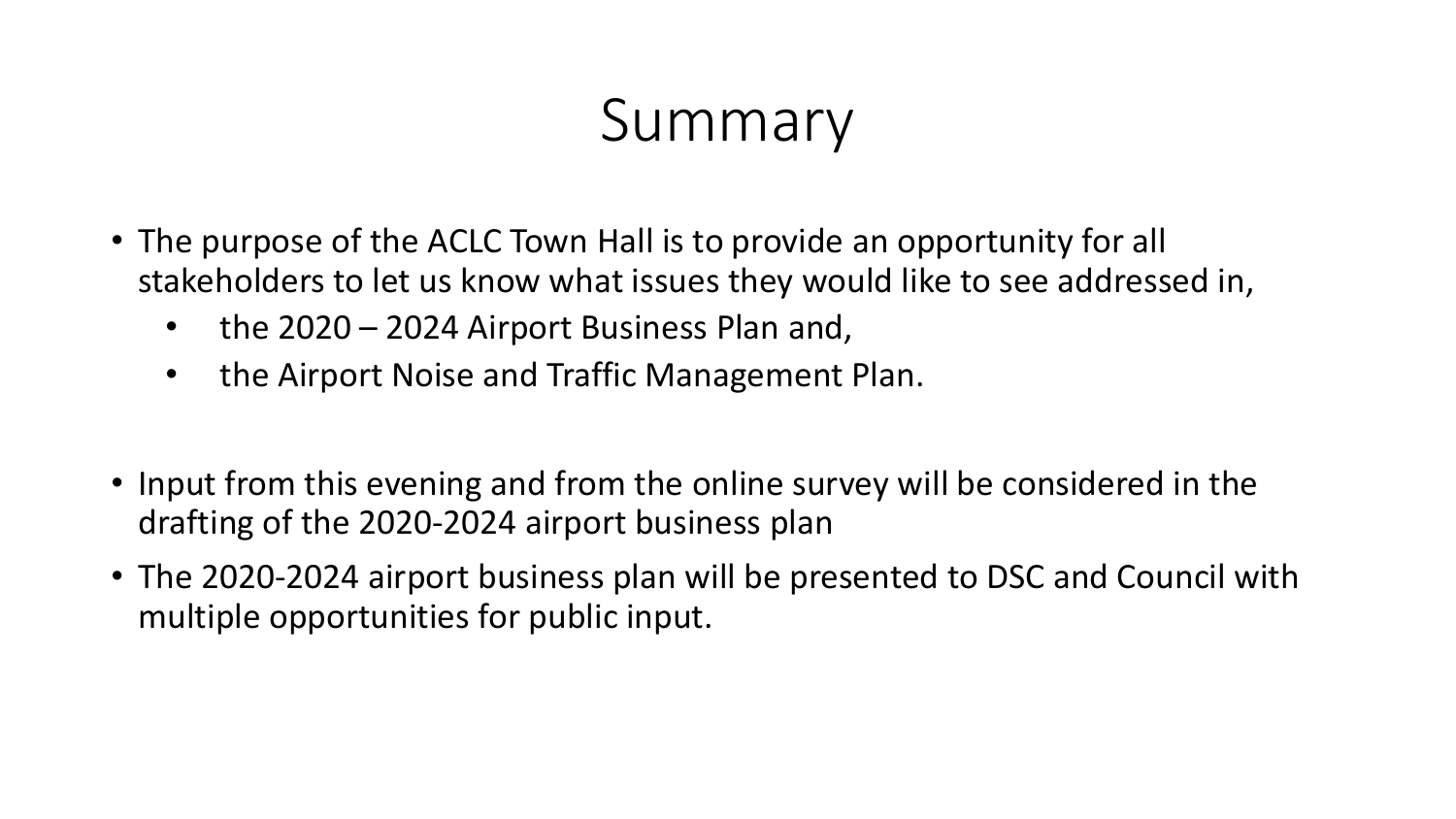# Summary

- The purpose of the ACLC Town Hall is to provide an opportunity for all stakeholders to let us know what issues they would like to see addressed in,
  - the 2020 – 2024 Airport Business Plan and,
  - the Airport Noise and Traffic Management Plan.
- Input from this evening and from the online survey will be considered in the drafting of the 2020-2024 airport business plan
- The 2020-2024 airport business plan will be presented to DSC and Council with multiple opportunities for public input.